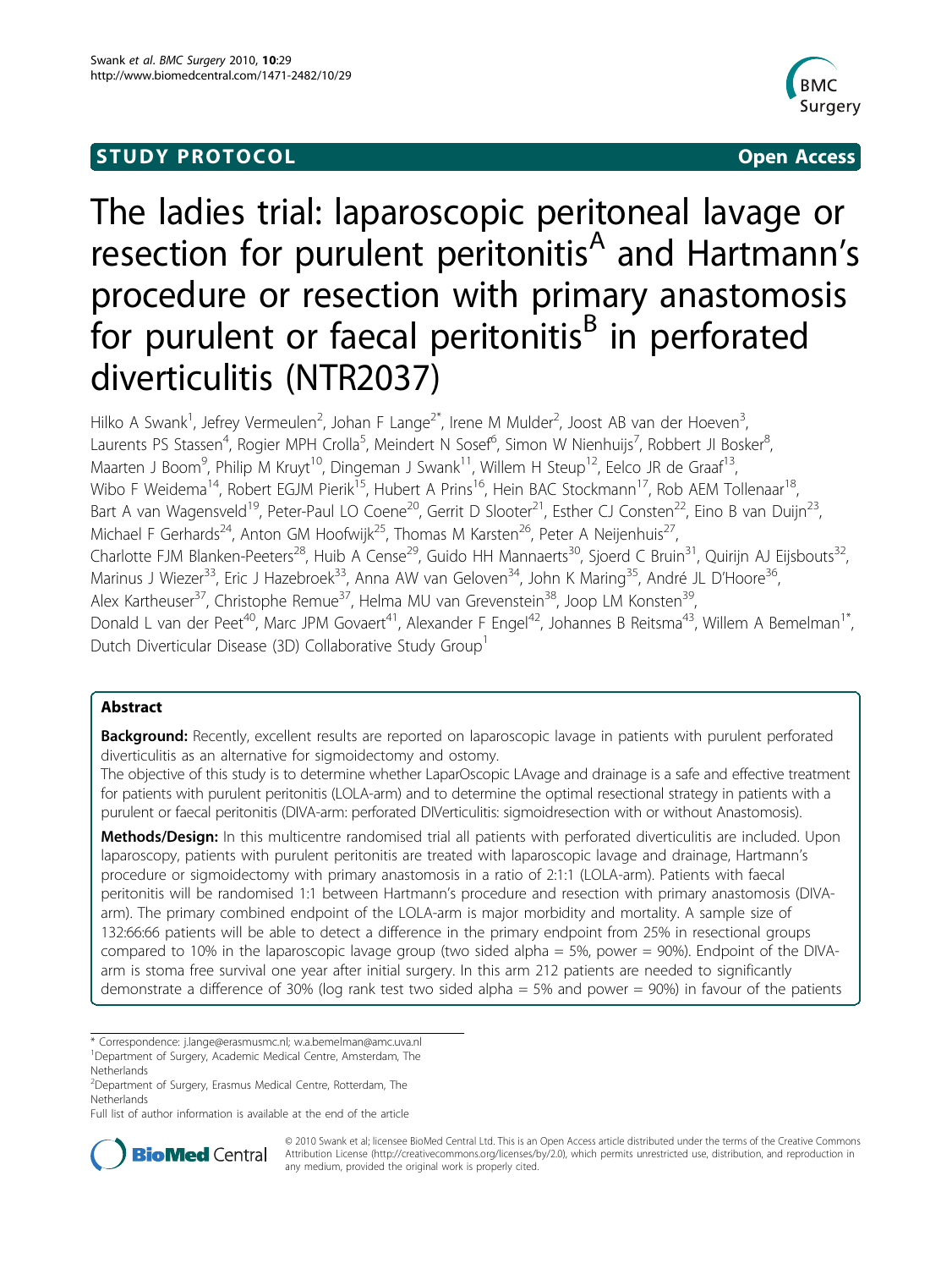STUDY PROTOCOL Open Access

# The ladies trial: laparoscopic peritoneal lavage or resection for purulent peritonitis[A] and Hartmann's procedure or resection with primary anastomosis for purulent or faecal peritonitis[B] in perforated diverticulitis (NTR2037)

Hilko A Swank[1], Jefrey Vermeulen[2], Johan F Lange[2*], Irene M Mulder[2], Joost AB van der Hoeven[3], Laurents PS Stassen[4], Rogier MPH Crolla[5], Meindert N Sosef[6], Simon W Nienhuijs[7], Robbert JI Bosker[8], Maarten J Boom[9], Philip M Kruyt[10], Dingeman J Swank[11], Willem H Steup[12], Eelco JR de Graaf[13], Wibo F Weidema[14], Robert EGJM Pierik[15], Hubert A Prins[16], Hein BAC Stockmann[17], Rob AEM Tollenaar[18], Bart A van Wagensveld[19], Peter-Paul LO Coene[20], Gerrit D Slooter[21], Esther CJ Consten[22], Eino B van Duijn[23], Michael F Gerhards[24], Anton GM Hoofwijk[25], Thomas M Karsten[26], Peter A Neijenhuis[27], Charlotte FJM Blanken-Peeters[28], Huib A Cense[29], Guido HH Mannaerts[30], Sjoerd C Bruin[31], Quirijn AJ Eijsbouts[32], Marinus J Wiezer[33], Eric J Hazebroek[33], Anna AW van Geloven[34], John K Maring[35], André JL D'Hoore[36], Alex Kartheuser[37], Christophe Remue[37], Helma MU van Grevenstein[38], Joop LM Konsten[39], Donald L van der Peet[40], Marc JPM Govaert[41], Alexander F Engel[42], Johannes B Reitsma[43], Willem A Bemelman[1*], Dutch Diverticular Disease (3D) Collaborative Study Group[1]

## Abstract

**Background:** Recently, excellent results are reported on laparoscopic lavage in patients with purulent perforated diverticulitis as an alternative for sigmoidectomy and ostomy.

The objective of this study is to determine whether LaparOscopic LAvage and drainage is a safe and effective treatment for patients with purulent peritonitis (LOLA-arm) and to determine the optimal resectional strategy in patients with a purulent or faecal peritonitis (DIVA-arm: perforated DIVerticulitis: sigmoidresection with or without Anastomosis).

**Methods/Design:** In this multicentre randomised trial all patients with perforated diverticulitis are included. Upon laparoscopy, patients with purulent peritonitis are treated with laparoscopic lavage and drainage, Hartmann's procedure or sigmoidectomy with primary anastomosis in a ratio of 2:1:1 (LOLA-arm). Patients with faecal peritonitis will be randomised 1:1 between Hartmann's procedure and resection with primary anastomosis (DIVA-arm). The primary combined endpoint of the LOLA-arm is major morbidity and mortality. A sample size of 132:66:66 patients will be able to detect a difference in the primary endpoint from 25% in resectional groups compared to 10% in the laparoscopic lavage group (two sided alpha = 5%, power = 90%). Endpoint of the DIVA-arm is stoma free survival one year after initial surgery. In this arm 212 patients are needed to significantly demonstrate a difference of 30% (log rank test two sided alpha = 5% and power = 90%) in favour of the patients

\* Correspondence: j.lange@erasmusmc.nl; w.a.bemelman@amc.uva.nl
[1]Department of Surgery, Academic Medical Centre, Amsterdam, The Netherlands
[2]Department of Surgery, Erasmus Medical Centre, Rotterdam, The Netherlands
Full list of author information is available at the end of the article

© 2010 Swank et al; licensee BioMed Central Ltd. This is an Open Access article distributed under the terms of the Creative Commons Attribution License (http://creativecommons.org/licenses/by/2.0), which permits unrestricted use, distribution, and reproduction in any medium, provided the original work is properly cited.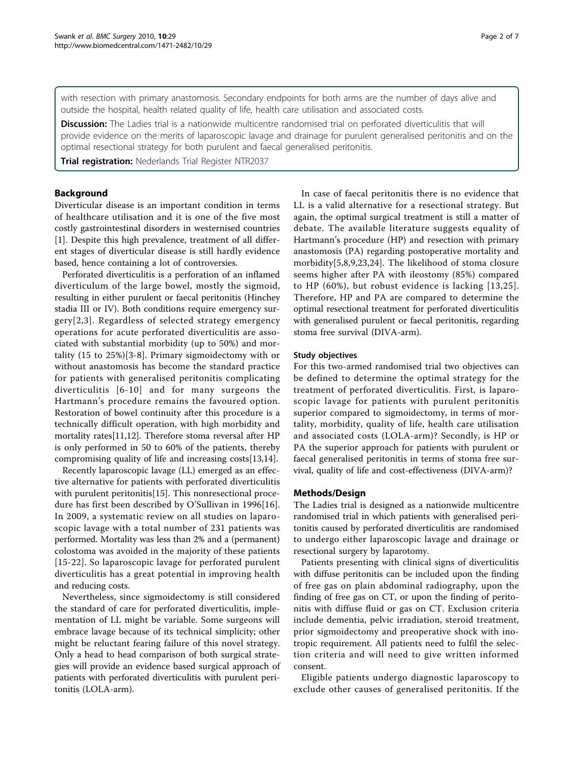with resection with primary anastomosis. Secondary endpoints for both arms are the number of days alive and outside the hospital, health related quality of life, health care utilisation and associated costs.

**Discussion:** The Ladies trial is a nationwide multicentre randomised trial on perforated diverticulitis that will provide evidence on the merits of laparoscopic lavage and drainage for purulent generalised peritonitis and on the optimal resectional strategy for both purulent and faecal generalised peritonitis.

**Trial registration:** Nederlands Trial Register NTR2037

## Background

Diverticular disease is an important condition in terms of healthcare utilisation and it is one of the five most costly gastrointestinal disorders in westernised countries [1]. Despite this high prevalence, treatment of all different stages of diverticular disease is still hardly evidence based, hence containing a lot of controversies.

Perforated diverticulitis is a perforation of an inflamed diverticulum of the large bowel, mostly the sigmoid, resulting in either purulent or faecal peritonitis (Hinchey stadia III or IV). Both conditions require emergency surgery[2,3]. Regardless of selected strategy emergency operations for acute perforated diverticulitis are associated with substantial morbidity (up to 50%) and mortality (15 to 25%)[3-8]. Primary sigmoidectomy with or without anastomosis has become the standard practice for patients with generalised peritonitis complicating diverticulitis [6-10] and for many surgeons the Hartmann's procedure remains the favoured option. Restoration of bowel continuity after this procedure is a technically difficult operation, with high morbidity and mortality rates[11,12]. Therefore stoma reversal after HP is only performed in 50 to 60% of the patients, thereby compromising quality of life and increasing costs[13,14].

Recently laparoscopic lavage (LL) emerged as an effective alternative for patients with perforated diverticulitis with purulent peritonitis[15]. This nonresectional procedure has first been described by O'Sullivan in 1996[16]. In 2009, a systematic review on all studies on laparoscopic lavage with a total number of 231 patients was performed. Mortality was less than 2% and a (permanent) colostoma was avoided in the majority of these patients [15-22]. So laparoscopic lavage for perforated purulent diverticulitis has a great potential in improving health and reducing costs.

Nevertheless, since sigmoidectomy is still considered the standard of care for perforated diverticulitis, implementation of LL might be variable. Some surgeons will embrace lavage because of its technical simplicity; other might be reluctant fearing failure of this novel strategy. Only a head to head comparison of both surgical strategies will provide an evidence based surgical approach of patients with perforated diverticulitis with purulent peritonitis (LOLA-arm).

In case of faecal peritonitis there is no evidence that LL is a valid alternative for a resectional strategy. But again, the optimal surgical treatment is still a matter of debate. The available literature suggests equality of Hartmann's procedure (HP) and resection with primary anastomosis (PA) regarding postoperative mortality and morbidity[5,8,9,23,24]. The likelihood of stoma closure seems higher after PA with ileostomy (85%) compared to HP (60%), but robust evidence is lacking [13,25]. Therefore, HP and PA are compared to determine the optimal resectional treatment for perforated diverticulitis with generalised purulent or faecal peritonitis, regarding stoma free survival (DIVA-arm).

### Study objectives

For this two-armed randomised trial two objectives can be defined to determine the optimal strategy for the treatment of perforated diverticulitis. First, is laparoscopic lavage for patients with purulent peritonitis superior compared to sigmoidectomy, in terms of mortality, morbidity, quality of life, health care utilisation and associated costs (LOLA-arm)? Secondly, is HP or PA the superior approach for patients with purulent or faecal generalised peritonitis in terms of stoma free survival, quality of life and cost-effectiveness (DIVA-arm)?

## Methods/Design

The Ladies trial is designed as a nationwide multicentre randomised trial in which patients with generalised peritonitis caused by perforated diverticulitis are randomised to undergo either laparoscopic lavage and drainage or resectional surgery by laparotomy.

Patients presenting with clinical signs of diverticulitis with diffuse peritonitis can be included upon the finding of free gas on plain abdominal radiography, upon the finding of free gas on CT, or upon the finding of peritonitis with diffuse fluid or gas on CT. Exclusion criteria include dementia, pelvic irradiation, steroid treatment, prior sigmoidectomy and preoperative shock with inotropic requirement. All patients need to fulfil the selection criteria and will need to give written informed consent.

Eligible patients undergo diagnostic laparoscopy to exclude other causes of generalised peritonitis. If the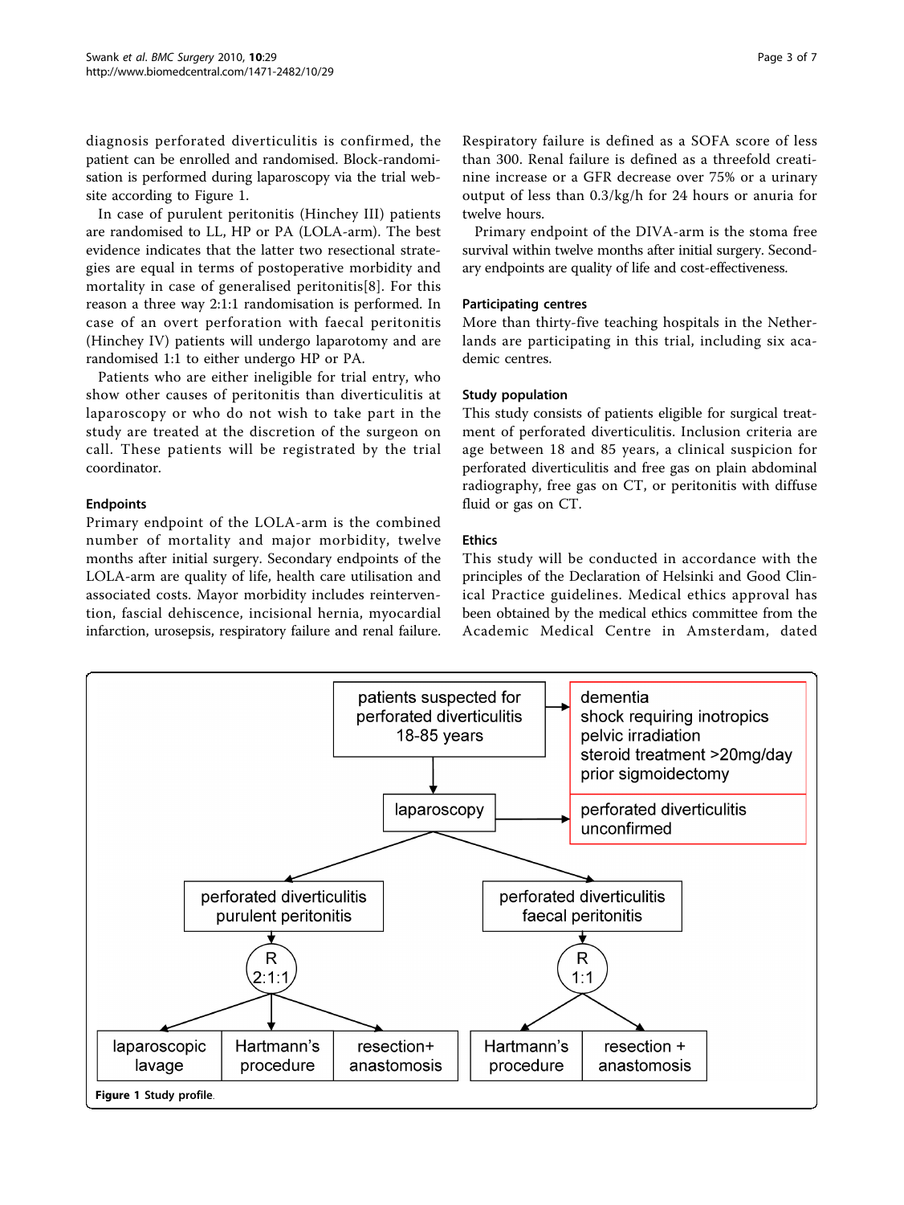diagnosis perforated diverticulitis is confirmed, the patient can be enrolled and randomised. Block-randomisation is performed during laparoscopy via the trial website according to Figure 1.

In case of purulent peritonitis (Hinchey III) patients are randomised to LL, HP or PA (LOLA-arm). The best evidence indicates that the latter two resectional strategies are equal in terms of postoperative morbidity and mortality in case of generalised peritonitis[8]. For this reason a three way 2:1:1 randomisation is performed. In case of an overt perforation with faecal peritonitis (Hinchey IV) patients will undergo laparotomy and are randomised 1:1 to either undergo HP or PA.

Patients who are either ineligible for trial entry, who show other causes of peritonitis than diverticulitis at laparoscopy or who do not wish to take part in the study are treated at the discretion of the surgeon on call. These patients will be registrated by the trial coordinator.

### Endpoints

Primary endpoint of the LOLA-arm is the combined number of mortality and major morbidity, twelve months after initial surgery. Secondary endpoints of the LOLA-arm are quality of life, health care utilisation and associated costs. Mayor morbidity includes reintervention, fascial dehiscence, incisional hernia, myocardial infarction, urosepsis, respiratory failure and renal failure. Respiratory failure is defined as a SOFA score of less than 300. Renal failure is defined as a threefold creatinine increase or a GFR decrease over 75% or a urinary output of less than 0.3/kg/h for 24 hours or anuria for twelve hours.

Primary endpoint of the DIVA-arm is the stoma free survival within twelve months after initial surgery. Secondary endpoints are quality of life and cost-effectiveness.

### Participating centres

More than thirty-five teaching hospitals in the Netherlands are participating in this trial, including six academic centres.

### Study population

This study consists of patients eligible for surgical treatment of perforated diverticulitis. Inclusion criteria are age between 18 and 85 years, a clinical suspicion for perforated diverticulitis and free gas on plain abdominal radiography, free gas on CT, or peritonitis with diffuse fluid or gas on CT.

### Ethics

This study will be conducted in accordance with the principles of the Declaration of Helsinki and Good Clinical Practice guidelines. Medical ethics approval has been obtained by the medical ethics committee from the Academic Medical Centre in Amsterdam, dated

patients suspected for perforated diverticulitis 18-85 years → dementia; shock requiring inotropics; pelvic irradiation; steroid treatment >20mg/day; prior sigmoidectomy

laparoscopy → perforated diverticulitis unconfirmed

perforated diverticulitis purulent peritonitis → R 2:1:1 → laparoscopic lavage | Hartmann's procedure | resection+ anastomosis

perforated diverticulitis faecal peritonitis → R 1:1 → Hartmann's procedure | resection + anastomosis

**Figure 1** Study profile.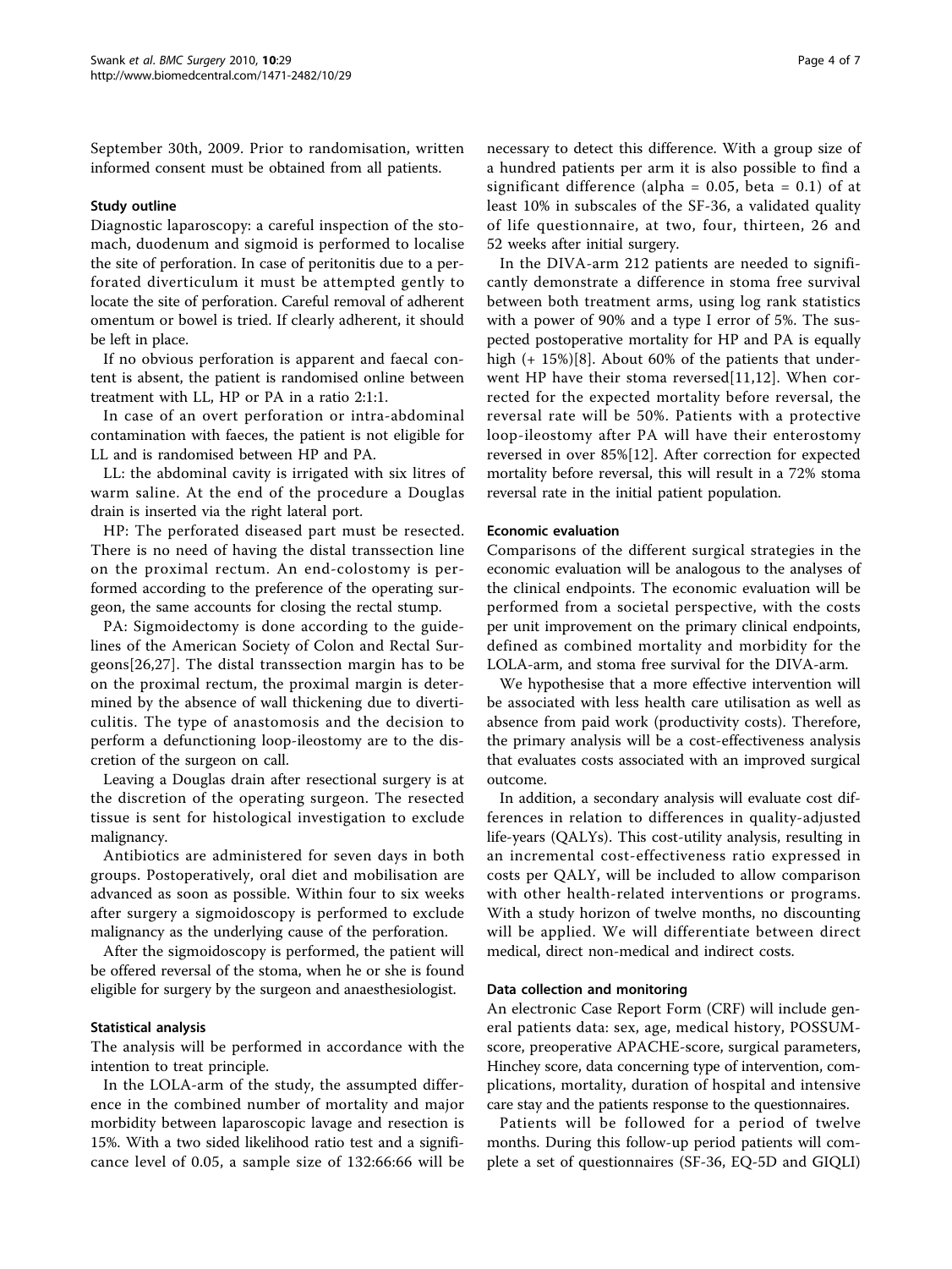September 30th, 2009. Prior to randomisation, written informed consent must be obtained from all patients.

### Study outline

Diagnostic laparoscopy: a careful inspection of the stomach, duodenum and sigmoid is performed to localise the site of perforation. In case of peritonitis due to a perforated diverticulum it must be attempted gently to locate the site of perforation. Careful removal of adherent omentum or bowel is tried. If clearly adherent, it should be left in place.

If no obvious perforation is apparent and faecal content is absent, the patient is randomised online between treatment with LL, HP or PA in a ratio 2:1:1.

In case of an overt perforation or intra-abdominal contamination with faeces, the patient is not eligible for LL and is randomised between HP and PA.

LL: the abdominal cavity is irrigated with six litres of warm saline. At the end of the procedure a Douglas drain is inserted via the right lateral port.

HP: The perforated diseased part must be resected. There is no need of having the distal transsection line on the proximal rectum. An end-colostomy is performed according to the preference of the operating surgeon, the same accounts for closing the rectal stump.

PA: Sigmoidectomy is done according to the guidelines of the American Society of Colon and Rectal Surgeons[26,27]. The distal transsection margin has to be on the proximal rectum, the proximal margin is determined by the absence of wall thickening due to diverticulitis. The type of anastomosis and the decision to perform a defunctioning loop-ileostomy are to the discretion of the surgeon on call.

Leaving a Douglas drain after resectional surgery is at the discretion of the operating surgeon. The resected tissue is sent for histological investigation to exclude malignancy.

Antibiotics are administered for seven days in both groups. Postoperatively, oral diet and mobilisation are advanced as soon as possible. Within four to six weeks after surgery a sigmoidoscopy is performed to exclude malignancy as the underlying cause of the perforation.

After the sigmoidoscopy is performed, the patient will be offered reversal of the stoma, when he or she is found eligible for surgery by the surgeon and anaesthesiologist.

### Statistical analysis

The analysis will be performed in accordance with the intention to treat principle.

In the LOLA-arm of the study, the assumpted difference in the combined number of mortality and major morbidity between laparoscopic lavage and resection is 15%. With a two sided likelihood ratio test and a significance level of 0.05, a sample size of 132:66:66 will be necessary to detect this difference. With a group size of a hundred patients per arm it is also possible to find a significant difference (alpha = 0.05, beta = 0.1) of at least 10% in subscales of the SF-36, a validated quality of life questionnaire, at two, four, thirteen, 26 and 52 weeks after initial surgery.

In the DIVA-arm 212 patients are needed to significantly demonstrate a difference in stoma free survival between both treatment arms, using log rank statistics with a power of 90% and a type I error of 5%. The suspected postoperative mortality for HP and PA is equally high (+ 15%)[8]. About 60% of the patients that underwent HP have their stoma reversed[11,12]. When corrected for the expected mortality before reversal, the reversal rate will be 50%. Patients with a protective loop-ileostomy after PA will have their enterostomy reversed in over 85%[12]. After correction for expected mortality before reversal, this will result in a 72% stoma reversal rate in the initial patient population.

### Economic evaluation

Comparisons of the different surgical strategies in the economic evaluation will be analogous to the analyses of the clinical endpoints. The economic evaluation will be performed from a societal perspective, with the costs per unit improvement on the primary clinical endpoints, defined as combined mortality and morbidity for the LOLA-arm, and stoma free survival for the DIVA-arm.

We hypothesise that a more effective intervention will be associated with less health care utilisation as well as absence from paid work (productivity costs). Therefore, the primary analysis will be a cost-effectiveness analysis that evaluates costs associated with an improved surgical outcome.

In addition, a secondary analysis will evaluate cost differences in relation to differences in quality-adjusted life-years (QALYs). This cost-utility analysis, resulting in an incremental cost-effectiveness ratio expressed in costs per QALY, will be included to allow comparison with other health-related interventions or programs. With a study horizon of twelve months, no discounting will be applied. We will differentiate between direct medical, direct non-medical and indirect costs.

### Data collection and monitoring

An electronic Case Report Form (CRF) will include general patients data: sex, age, medical history, POSSUM-score, preoperative APACHE-score, surgical parameters, Hinchey score, data concerning type of intervention, complications, mortality, duration of hospital and intensive care stay and the patients response to the questionnaires.

Patients will be followed for a period of twelve months. During this follow-up period patients will complete a set of questionnaires (SF-36, EQ-5D and GIQLI)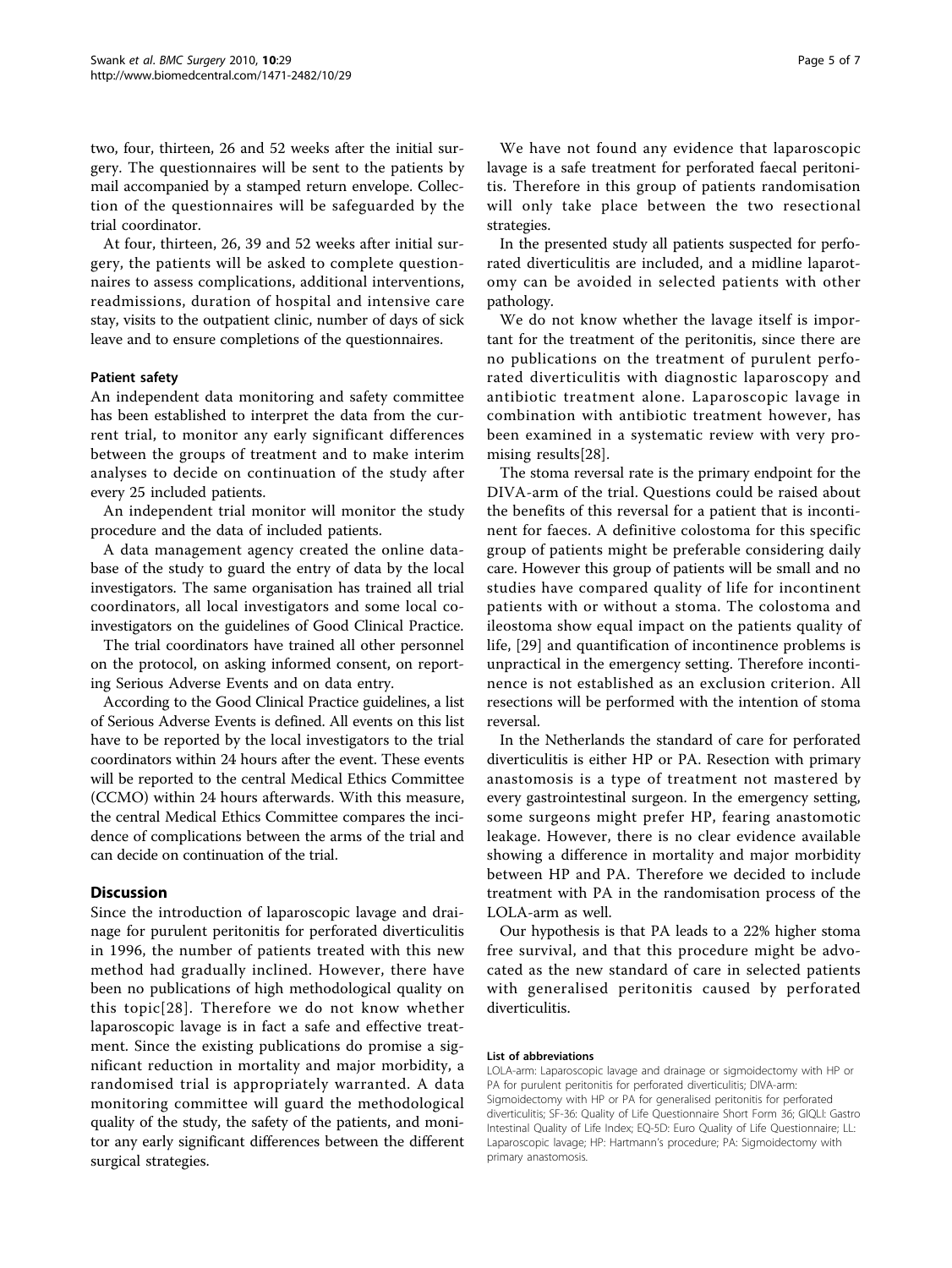two, four, thirteen, 26 and 52 weeks after the initial surgery. The questionnaires will be sent to the patients by mail accompanied by a stamped return envelope. Collection of the questionnaires will be safeguarded by the trial coordinator.

At four, thirteen, 26, 39 and 52 weeks after initial surgery, the patients will be asked to complete questionnaires to assess complications, additional interventions, readmissions, duration of hospital and intensive care stay, visits to the outpatient clinic, number of days of sick leave and to ensure completions of the questionnaires.

### Patient safety

An independent data monitoring and safety committee has been established to interpret the data from the current trial, to monitor any early significant differences between the groups of treatment and to make interim analyses to decide on continuation of the study after every 25 included patients.

An independent trial monitor will monitor the study procedure and the data of included patients.

A data management agency created the online database of the study to guard the entry of data by the local investigators. The same organisation has trained all trial coordinators, all local investigators and some local co-investigators on the guidelines of Good Clinical Practice.

The trial coordinators have trained all other personnel on the protocol, on asking informed consent, on reporting Serious Adverse Events and on data entry.

According to the Good Clinical Practice guidelines, a list of Serious Adverse Events is defined. All events on this list have to be reported by the local investigators to the trial coordinators within 24 hours after the event. These events will be reported to the central Medical Ethics Committee (CCMO) within 24 hours afterwards. With this measure, the central Medical Ethics Committee compares the incidence of complications between the arms of the trial and can decide on continuation of the trial.

## Discussion

Since the introduction of laparoscopic lavage and drainage for purulent peritonitis for perforated diverticulitis in 1996, the number of patients treated with this new method had gradually inclined. However, there have been no publications of high methodological quality on this topic[28]. Therefore we do not know whether laparoscopic lavage is in fact a safe and effective treatment. Since the existing publications do promise a significant reduction in mortality and major morbidity, a randomised trial is appropriately warranted. A data monitoring committee will guard the methodological quality of the study, the safety of the patients, and monitor any early significant differences between the different surgical strategies.

We have not found any evidence that laparoscopic lavage is a safe treatment for perforated faecal peritonitis. Therefore in this group of patients randomisation will only take place between the two resectional strategies.

In the presented study all patients suspected for perforated diverticulitis are included, and a midline laparotomy can be avoided in selected patients with other pathology.

We do not know whether the lavage itself is important for the treatment of the peritonitis, since there are no publications on the treatment of purulent perforated diverticulitis with diagnostic laparoscopy and antibiotic treatment alone. Laparoscopic lavage in combination with antibiotic treatment however, has been examined in a systematic review with very promising results[28].

The stoma reversal rate is the primary endpoint for the DIVA-arm of the trial. Questions could be raised about the benefits of this reversal for a patient that is incontinent for faeces. A definitive colostoma for this specific group of patients might be preferable considering daily care. However this group of patients will be small and no studies have compared quality of life for incontinent patients with or without a stoma. The colostoma and ileostoma show equal impact on the patients quality of life, [29] and quantification of incontinence problems is unpractical in the emergency setting. Therefore incontinence is not established as an exclusion criterion. All resections will be performed with the intention of stoma reversal.

In the Netherlands the standard of care for perforated diverticulitis is either HP or PA. Resection with primary anastomosis is a type of treatment not mastered by every gastrointestinal surgeon. In the emergency setting, some surgeons might prefer HP, fearing anastomotic leakage. However, there is no clear evidence available showing a difference in mortality and major morbidity between HP and PA. Therefore we decided to include treatment with PA in the randomisation process of the LOLA-arm as well.

Our hypothesis is that PA leads to a 22% higher stoma free survival, and that this procedure might be advocated as the new standard of care in selected patients with generalised peritonitis caused by perforated diverticulitis.

#### List of abbreviations

LOLA-arm: Laparoscopic lavage and drainage or sigmoidectomy with HP or PA for purulent peritonitis for perforated diverticulitis; DIVA-arm: Sigmoidectomy with HP or PA for generalised peritonitis for perforated diverticulitis; SF-36: Quality of Life Questionnaire Short Form 36; GIQLI: Gastro Intestinal Quality of Life Index; EQ-5D: Euro Quality of Life Questionnaire; LL: Laparoscopic lavage; HP: Hartmann's procedure; PA: Sigmoidectomy with primary anastomosis.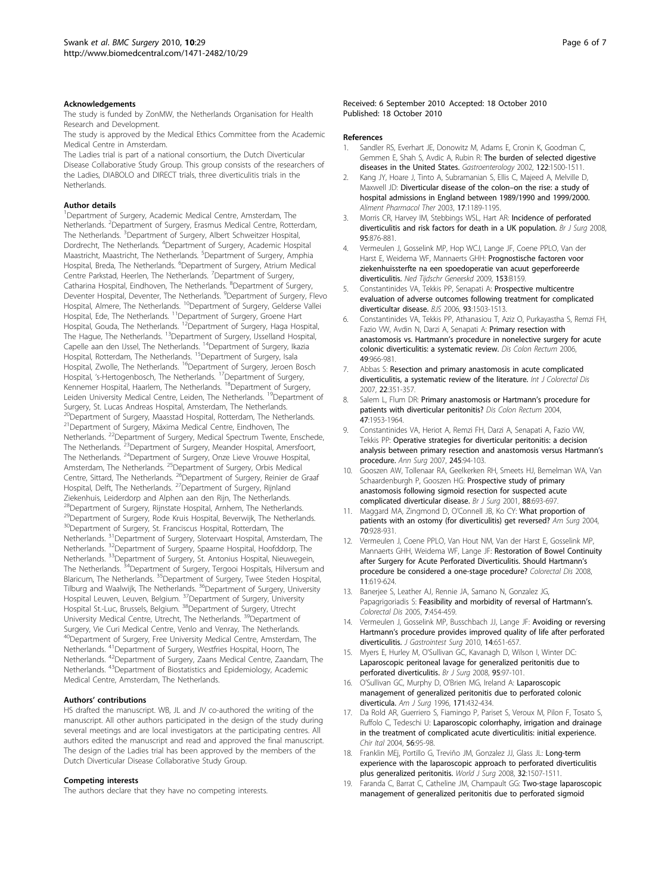## Acknowledgements

The study is funded by ZonMW, the Netherlands Organisation for Health Research and Development.

The study is approved by the Medical Ethics Committee from the Academic Medical Centre in Amsterdam.

The Ladies trial is part of a national consortium, the Dutch Diverticular Disease Collaborative Study Group. This group consists of the researchers of the Ladies, DIABOLO and DIRECT trials, three diverticulitis trials in the Netherlands.

## Author details

[1]Department of Surgery, Academic Medical Centre, Amsterdam, The Netherlands. [2]Department of Surgery, Erasmus Medical Centre, Rotterdam, The Netherlands. [3]Department of Surgery, Albert Schweitzer Hospital, Dordrecht, The Netherlands. [4]Department of Surgery, Academic Hospital Maastricht, Maastricht, The Netherlands. [5]Department of Surgery, Amphia Hospital, Breda, The Netherlands. [6]Department of Surgery, Atrium Medical Centre Parkstad, Heerlen, The Netherlands. [7]Department of Surgery, Catharina Hospital, Eindhoven, The Netherlands. [8]Department of Surgery, Deventer Hospital, Deventer, The Netherlands. [9]Department of Surgery, Flevo Hospital, Almere, The Netherlands. [10]Department of Surgery, Gelderse Vallei Hospital, Ede, The Netherlands. [11]Department of Surgery, Groene Hart Hospital, Gouda, The Netherlands. [12]Department of Surgery, Haga Hospital, The Hague, The Netherlands. [13]Department of Surgery, IJsselland Hospital, Capelle aan den IJssel, The Netherlands. [14]Department of Surgery, Ikazia Hospital, Rotterdam, The Netherlands. [15]Department of Surgery, Isala Hospital, Zwolle, The Netherlands. [16]Department of Surgery, Jeroen Bosch Hospital, 's-Hertogenbosch, The Netherlands. [17]Department of Surgery, Kennemer Hospital, Haarlem, The Netherlands. [18]Department of Surgery, Leiden University Medical Centre, Leiden, The Netherlands. [19]Department of Surgery, St. Lucas Andreas Hospital, Amsterdam, The Netherlands. [20]Department of Surgery, Maasstad Hospital, Rotterdam, The Netherlands. [21]Department of Surgery, Máxima Medical Centre, Eindhoven, The Netherlands. [22]Department of Surgery, Medical Spectrum Twente, Enschede, The Netherlands. [23]Department of Surgery, Meander Hospital, Amersfoort, The Netherlands. [24]Department of Surgery, Onze Lieve Vrouwe Hospital, Amsterdam, The Netherlands. [25]Department of Surgery, Orbis Medical Centre, Sittard, The Netherlands. [26]Department of Surgery, Reinier de Graaf Hospital, Delft, The Netherlands. [27]Department of Surgery, Rijnland Ziekenhuis, Leiderdorp and Alphen aan den Rijn, The Netherlands. [28]Department of Surgery, Rijnstate Hospital, Arnhem, The Netherlands. [29]Department of Surgery, Rode Kruis Hospital, Beverwijk, The Netherlands. [30]Department of Surgery, St. Franciscus Hospital, Rotterdam, The Netherlands. [31]Department of Surgery, Slotervaart Hospital, Amsterdam, The Netherlands. [32]Department of Surgery, Spaarne Hospital, Hoofddorp, The Netherlands. [33]Department of Surgery, St. Antonius Hospital, Nieuwegein, The Netherlands. [34]Department of Surgery, Tergooi Hospitals, Hilversum and Blaricum, The Netherlands. [35]Department of Surgery, Twee Steden Hospital, Tilburg and Waalwijk, The Netherlands. [36]Department of Surgery, University Hospital Leuven, Leuven, Belgium. [37]Department of Surgery, University Hospital St.-Luc, Brussels, Belgium. [38]Department of Surgery, Utrecht University Medical Centre, Utrecht, The Netherlands. [39]Department of Surgery, Vie Curi Medical Centre, Venlo and Venray, The Netherlands. [40]Department of Surgery, Free University Medical Centre, Amsterdam, The Netherlands. [41]Department of Surgery, Westfries Hospital, Hoorn, The Netherlands. [42]Department of Surgery, Zaans Medical Centre, Zaandam, The Netherlands. [43]Department of Biostatistics and Epidemiology, Academic Medical Centre, Amsterdam, The Netherlands.

## Authors' contributions

HS drafted the manuscript. WB, JL and JV co-authored the writing of the manuscript. All other authors participated in the design of the study during several meetings and are local investigators at the participating centres. All authors edited the manuscript and read and approved the final manuscript. The design of the Ladies trial has been approved by the members of the Dutch Diverticular Disease Collaborative Study Group.

## Competing interests

The authors declare that they have no competing interests.

Received: 6 September 2010 Accepted: 18 October 2010
Published: 18 October 2010

## References

1. Sandler RS, Everhart JE, Donowitz M, Adams E, Cronin K, Goodman C, Gemmen E, Shah S, Avdic A, Rubin R: **The burden of selected digestive diseases in the United States.** *Gastroenterology* 2002, **122**:1500-1511.
2. Kang JY, Hoare J, Tinto A, Subramanian S, Ellis C, Majeed A, Melville D, Maxwell JD: **Diverticular disease of the colon–on the rise: a study of hospital admissions in England between 1989/1990 and 1999/2000.** *Aliment Pharmacol Ther* 2003, **17**:1189-1195.
3. Morris CR, Harvey IM, Stebbings WSL, Hart AR: **Incidence of perforated diverticulitis and risk factors for death in a UK population.** *Br J Surg* 2008, **95**:876-881.
4. Vermeulen J, Gosselink MP, Hop WCJ, Lange JF, Coene PPLO, Van der Harst E, Weidema WF, Mannaerts GHH: **Prognostische factoren voor ziekenhuissterfte na een spoedoperatie van acuut geperforeerde diverticulitis.** *Ned Tijdschr Geneeskd* 2009, **153**:B159.
5. Constantinides VA, Tekkis PP, Senapati A: **Prospective multicentre evaluation of adverse outcomes following treatment for complicated diverticultar disease.** *BJS* 2006, **93**:1503-1513.
6. Constantinides VA, Tekkis PP, Athanasiou T, Aziz O, Purkayastha S, Remzi FH, Fazio VW, Avdin N, Darzi A, Senapati A: **Primary resection with anastomosis vs. Hartmann's procedure in nonelective surgery for acute colonic diverticulitis: a systematic review.** *Dis Colon Rectum* 2006, **49**:966-981.
7. Abbas S: **Resection and primary anastomosis in acute complicated diverticulitis, a systematic review of the literature.** *Int J Colorectal Dis* 2007, **22**:351-357.
8. Salem L, Flum DR: **Primary anastomosis or Hartmann's procedure for patients with diverticular peritonitis?** *Dis Colon Rectum* 2004, **47**:1953-1964.
9. Constantinides VA, Heriot A, Remzi FH, Darzi A, Senapati A, Fazio VW, Tekkis PP: **Operative strategies for diverticular peritonitis: a decision analysis between primary resection and anastomosis versus Hartmann's procedure.** *Ann Surg* 2007, **245**:94-103.
10. Gooszen AW, Tollenaar RA, Geelkerken RH, Smeets HJ, Bemelman WA, Van Schaardenburgh P, Gooszen HG: **Prospective study of primary anastomosis following sigmoid resection for suspected acute complicated diverticular disease.** *Br J Surg* 2001, **88**:693-697.
11. Maggard MA, Zingmond D, O'Connell JB, Ko CY: **What proportion of patients with an ostomy (for diverticulitis) get reversed?** *Am Surg* 2004, **70**:928-931.
12. Vermeulen J, Coene PPLO, Van Hout NM, Van der Harst E, Gosselink MP, Mannaerts GHH, Weidema WF, Lange JF: **Restoration of Bowel Continuity after Surgery for Acute Perforated Diverticulitis. Should Hartmann's procedure be considered a one-stage procedure?** *Colorectal Dis* 2008, **11**:619-624.
13. Banerjee S, Leather AJ, Rennie JA, Samano N, Gonzalez JG, Papagrigoriadis S: **Feasibility and morbidity of reversal of Hartmann's.** *Colorectal Dis* 2005, **7**:454-459.
14. Vermeulen J, Gosselink MP, Busschbach JJ, Lange JF: **Avoiding or reversing Hartmann's procedure provides improved quality of life after perforated diverticulitis.** *J Gastrointest Surg* 2010, **14**:651-657.
15. Myers E, Hurley M, O'Sullivan GC, Kavanagh D, Wilson I, Winter DC: **Laparoscopic peritoneal lavage for generalized peritonitis due to perforated diverticulitis.** *Br J Surg* 2008, **95**:97-101.
16. O'Sullivan GC, Murphy D, O'Brien MG, Ireland A: **Laparoscopic management of generalized peritonitis due to perforated colonic diverticula.** *Am J Surg* 1996, **171**:432-434.
17. Da Rold AR, Guerriero S, Fiamingo P, Pariset S, Veroux M, Pilon F, Tosato S, Ruffolo C, Tedeschi U: **Laparoscopic colorrhaphy, irrigation and drainage in the treatment of complicated acute diverticulitis: initial experience.** *Chir Ital* 2004, **56**:95-98.
18. Franklin MEj, Portillo G, Treviño JM, Gonzalez JJ, Glass JL: **Long-term experience with the laparoscopic approach to perforated diverticulitis plus generalized peritonitis.** *World J Surg* 2008, **32**:1507-1511.
19. Faranda C, Barrat C, Catheline JM, Champault GG: **Two-stage laparoscopic management of generalized peritonitis due to perforated sigmoid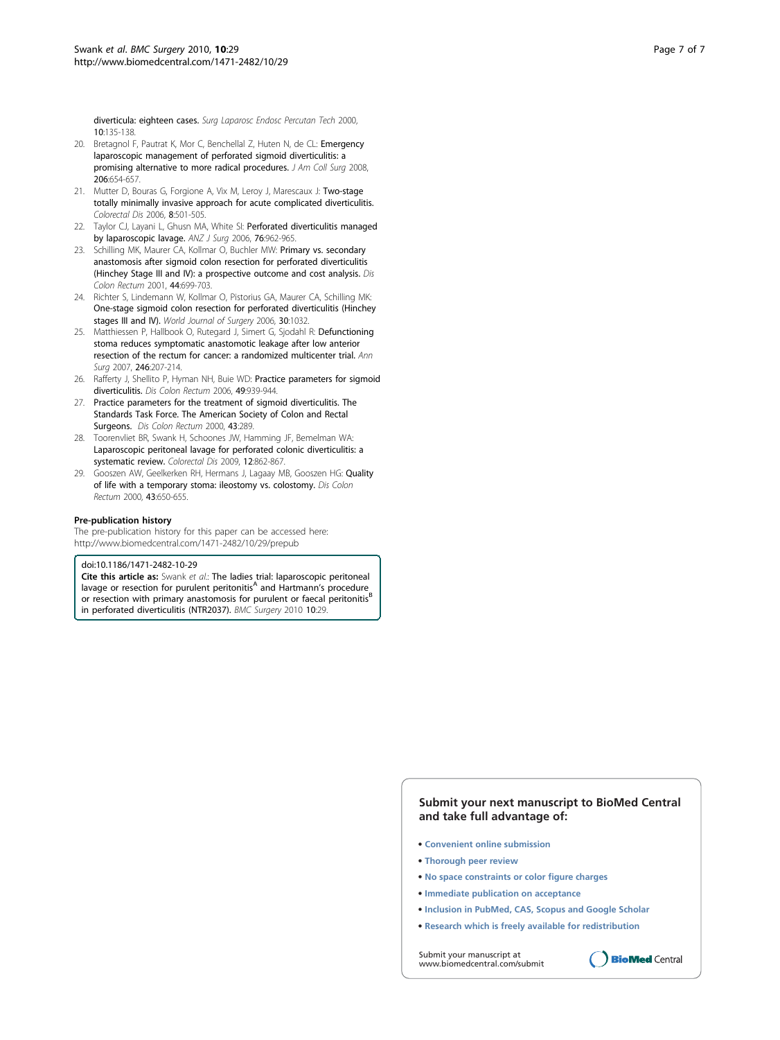diverticula: eighteen cases. *Surg Laparosc Endosc Percutan Tech* 2000, **10**:135-138.

20. Bretagnol F, Pautrat K, Mor C, Benchellal Z, Huten N, de CL: **Emergency laparoscopic management of perforated sigmoid diverticulitis: a promising alternative to more radical procedures.** *J Am Coll Surg* 2008, **206**:654-657.
21. Mutter D, Bouras G, Forgione A, Vix M, Leroy J, Marescaux J: **Two-stage totally minimally invasive approach for acute complicated diverticulitis.** *Colorectal Dis* 2006, **8**:501-505.
22. Taylor CJ, Layani L, Ghusn MA, White SI: **Perforated diverticulitis managed by laparoscopic lavage.** *ANZ J Surg* 2006, **76**:962-965.
23. Schilling MK, Maurer CA, Kollmar O, Buchler MW: **Primary vs. secondary anastomosis after sigmoid colon resection for perforated diverticulitis (Hinchey Stage III and IV): a prospective outcome and cost analysis.** *Dis Colon Rectum* 2001, **44**:699-703.
24. Richter S, Lindemann W, Kollmar O, Pistorius GA, Maurer CA, Schilling MK: **One-stage sigmoid colon resection for perforated diverticulitis (Hinchey stages III and IV).** *World Journal of Surgery* 2006, **30**:1032.
25. Matthiessen P, Hallbook O, Rutegard J, Simert G, Sjodahl R: **Defunctioning stoma reduces symptomatic anastomotic leakage after low anterior resection of the rectum for cancer: a randomized multicenter trial.** *Ann Surg* 2007, **246**:207-214.
26. Rafferty J, Shellito P, Hyman NH, Buie WD: **Practice parameters for sigmoid diverticulitis.** *Dis Colon Rectum* 2006, **49**:939-944.
27. **Practice parameters for the treatment of sigmoid diverticulitis. The Standards Task Force. The American Society of Colon and Rectal Surgeons.** *Dis Colon Rectum* 2000, **43**:289.
28. Toorenvliet BR, Swank H, Schoones JW, Hamming JF, Bemelman WA: **Laparoscopic peritoneal lavage for perforated colonic diverticulitis: a systematic review.** *Colorectal Dis* 2009, **12**:862-867.
29. Gooszen AW, Geelkerken RH, Hermans J, Lagaay MB, Gooszen HG: **Quality of life with a temporary stoma: ileostomy vs. colostomy.** *Dis Colon Rectum* 2000, **43**:650-655.

### Pre-publication history

The pre-publication history for this paper can be accessed here:
http://www.biomedcentral.com/1471-2482/10/29/prepub

doi:10.1186/1471-2482-10-29

**Cite this article as:** Swank *et al.*: **The ladies trial: laparoscopic peritoneal lavage or resection for purulent peritonitis[A] and Hartmann's procedure or resection with primary anastomosis for purulent or faecal peritonitis[B] in perforated diverticulitis (NTR2037).** *BMC Surgery* 2010 **10**:29.

**Submit your next manuscript to BioMed Central and take full advantage of:**

- Convenient online submission
- Thorough peer review
- No space constraints or color figure charges
- Immediate publication on acceptance
- Inclusion in PubMed, CAS, Scopus and Google Scholar
- Research which is freely available for redistribution

Submit your manuscript at
www.biomedcentral.com/submit

BioMed Central